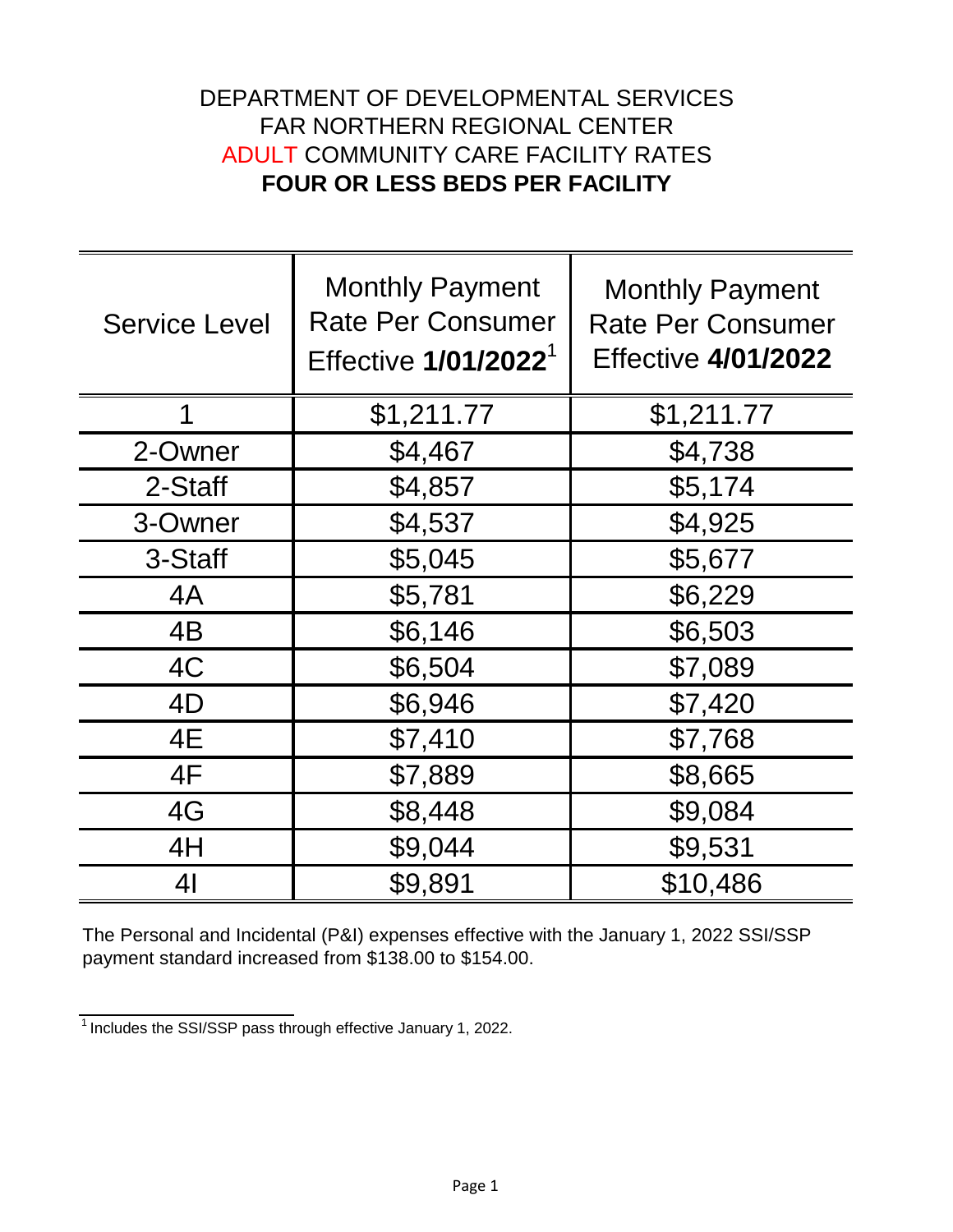# DEPARTMENT OF DEVELOPMENTAL SERVICES
# FAR NORTHERN REGIONAL CENTER
# ADULT COMMUNITY CARE FACILITY RATES
# **FOUR OR LESS BEDS PER FACILITY**

| Service Level | Monthly Payment Rate Per Consumer Effective **1/01/2022**[1] | Monthly Payment Rate Per Consumer Effective **4/01/2022** |
|---|---|---|
| 1 | $1,211.77 | $1,211.77 |
| 2-Owner | $4,467 | $4,738 |
| 2-Staff | $4,857 | $5,174 |
| 3-Owner | $4,537 | $4,925 |
| 3-Staff | $5,045 | $5,677 |
| 4A | $5,781 | $6,229 |
| 4B | $6,146 | $6,503 |
| 4C | $6,504 | $7,089 |
| 4D | $6,946 | $7,420 |
| 4E | $7,410 | $7,768 |
| 4F | $7,889 | $8,665 |
| 4G | $8,448 | $9,084 |
| 4H | $9,044 | $9,531 |
| 4I | $9,891 | $10,486 |

The Personal and Incidental (P&I) expenses effective with the January 1, 2022 SSI/SSP payment standard increased from $138.00 to $154.00.

[1] Includes the SSI/SSP pass through effective January 1, 2022.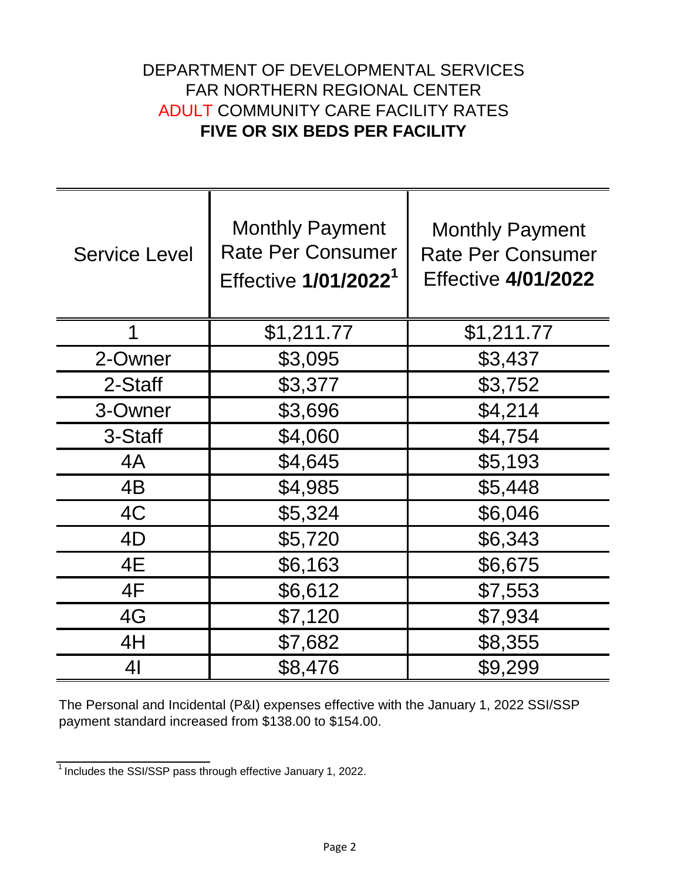# DEPARTMENT OF DEVELOPMENTAL SERVICES
# FAR NORTHERN REGIONAL CENTER
# ADULT COMMUNITY CARE FACILITY RATES
# **FIVE OR SIX BEDS PER FACILITY**

| Service Level | Monthly Payment Rate Per Consumer Effective **1/01/2022**[1] | Monthly Payment Rate Per Consumer Effective **4/01/2022** |
|---|---|---|
| 1 | $1,211.77 | $1,211.77 |
| 2-Owner | $3,095 | $3,437 |
| 2-Staff | $3,377 | $3,752 |
| 3-Owner | $3,696 | $4,214 |
| 3-Staff | $4,060 | $4,754 |
| 4A | $4,645 | $5,193 |
| 4B | $4,985 | $5,448 |
| 4C | $5,324 | $6,046 |
| 4D | $5,720 | $6,343 |
| 4E | $6,163 | $6,675 |
| 4F | $6,612 | $7,553 |
| 4G | $7,120 | $7,934 |
| 4H | $7,682 | $8,355 |
| 4I | $8,476 | $9,299 |

The Personal and Incidental (P&I) expenses effective with the January 1, 2022 SSI/SSP payment standard increased from $138.00 to $154.00.

[1] Includes the SSI/SSP pass through effective January 1, 2022.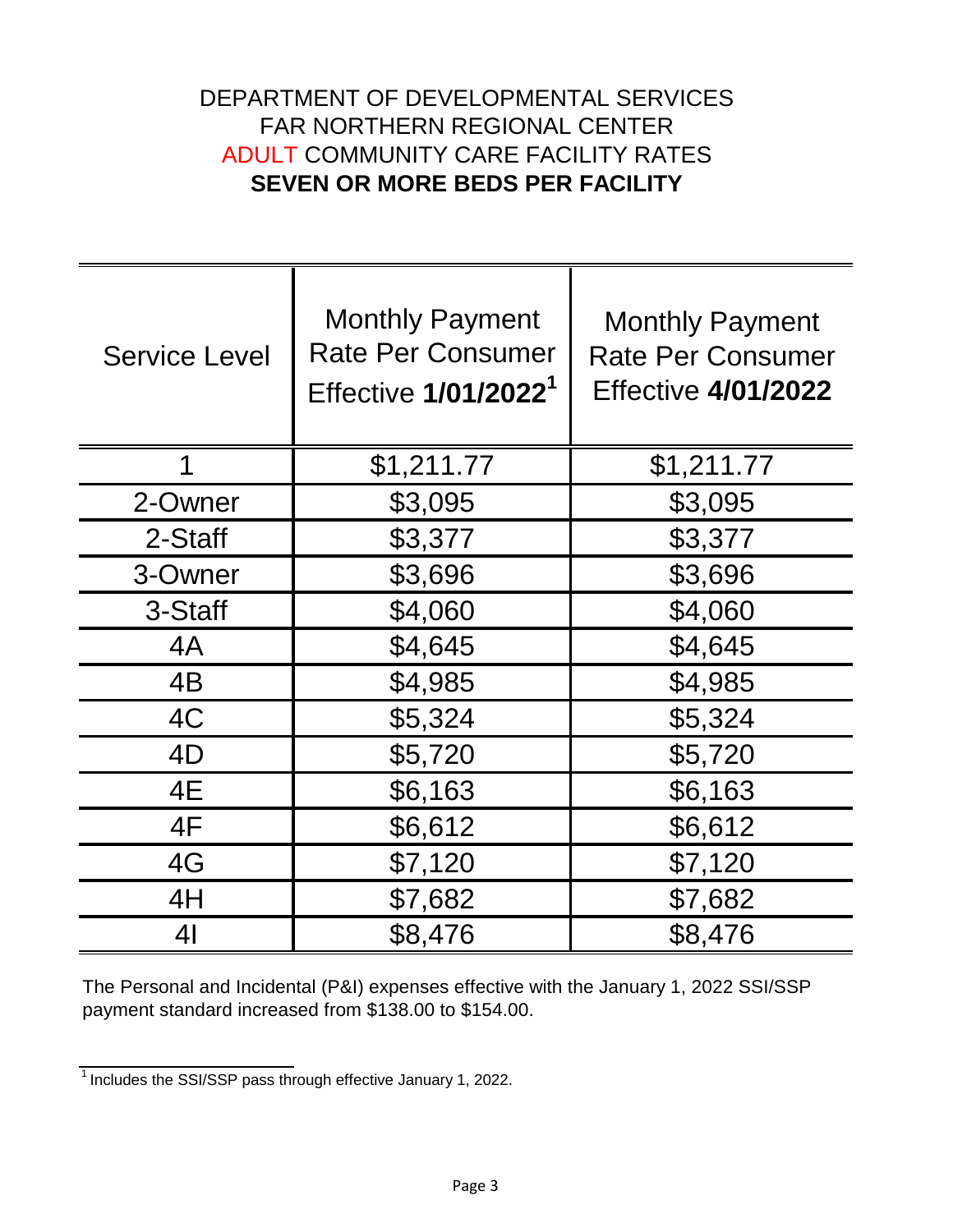# DEPARTMENT OF DEVELOPMENTAL SERVICES
## FAR NORTHERN REGIONAL CENTER
## ADULT COMMUNITY CARE FACILITY RATES
## **SEVEN OR MORE BEDS PER FACILITY**

| Service Level | Monthly Payment Rate Per Consumer Effective **1/01/2022**[1] | Monthly Payment Rate Per Consumer Effective **4/01/2022** |
|---|---|---|
| 1 | $1,211.77 | $1,211.77 |
| 2-Owner | $3,095 | $3,095 |
| 2-Staff | $3,377 | $3,377 |
| 3-Owner | $3,696 | $3,696 |
| 3-Staff | $4,060 | $4,060 |
| 4A | $4,645 | $4,645 |
| 4B | $4,985 | $4,985 |
| 4C | $5,324 | $5,324 |
| 4D | $5,720 | $5,720 |
| 4E | $6,163 | $6,163 |
| 4F | $6,612 | $6,612 |
| 4G | $7,120 | $7,120 |
| 4H | $7,682 | $7,682 |
| 4I | $8,476 | $8,476 |

The Personal and Incidental (P&I) expenses effective with the January 1, 2022 SSI/SSP payment standard increased from $138.00 to $154.00.

[1] Includes the SSI/SSP pass through effective January 1, 2022.